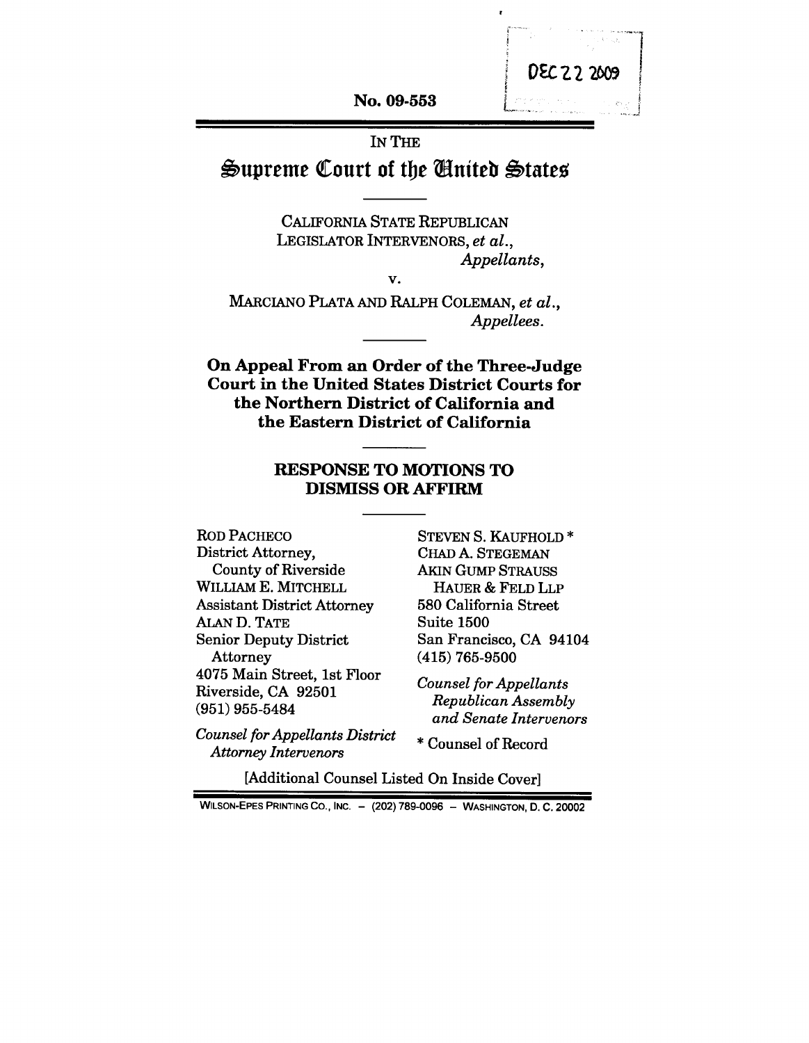DEC 22 2009

No. 09-553

IN THE

# Supreme Court of the United States

CALIFORNIA STATE REPUBLICAN LEGISLATOR INTERVENORS, *et al.*,
*Appellants*,

v.

MARCIANO PLATA AND RALPH COLEMAN, *et al.*,
*Appellees*.

**On Appeal From an Order of the Three-Judge Court in the United States District Courts for the Northern District of California and the Eastern District of California**

## RESPONSE TO MOTIONS TO DISMISS OR AFFIRM

ROD PACHECO
District Attorney,
County of Riverside
WILLIAM E. MITCHELL
Assistant District Attorney
ALAN D. TATE
Senior Deputy District Attorney
4075 Main Street, 1st Floor
Riverside, CA 92501
(951) 955-5484

*Counsel for Appellants District Attorney Intervenors*

STEVEN S. KAUFHOLD *
CHAD A. STEGEMAN
AKIN GUMP STRAUSS HAUER & FELD LLP
580 California Street
Suite 1500
San Francisco, CA 94104
(415) 765-9500

*Counsel for Appellants Republican Assembly and Senate Intervenors*

* Counsel of Record

[Additional Counsel Listed On Inside Cover]

WILSON-EPES PRINTING CO., INC. – (202) 789-0096 – WASHINGTON, D. C. 20002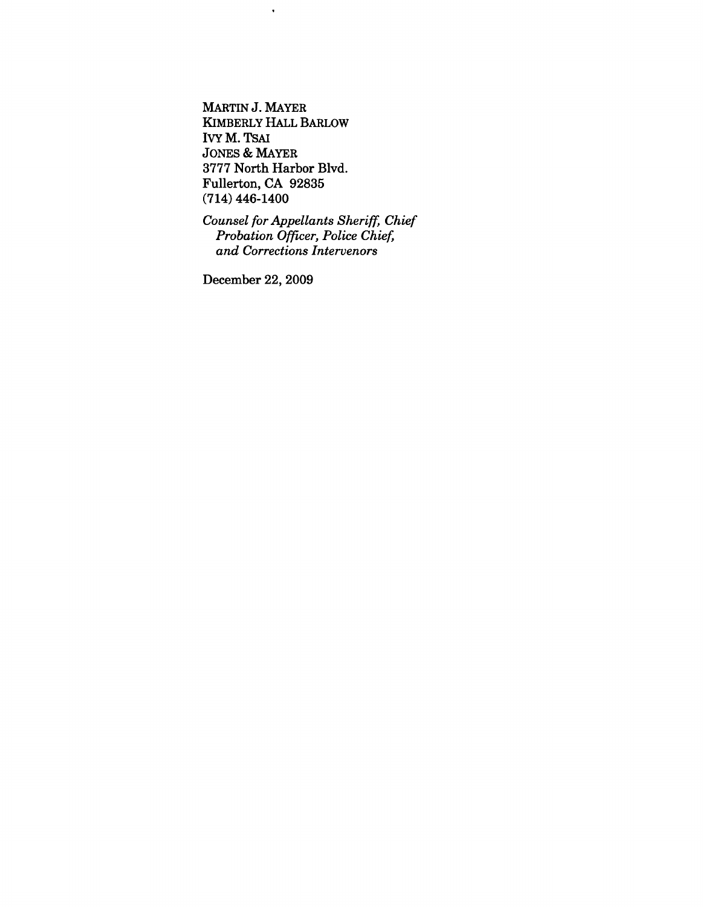MARTIN J. MAYER
KIMBERLY HALL BARLOW
IVY M. TSAI
JONES & MAYER
3777 North Harbor Blvd.
Fullerton, CA 92835
(714) 446-1400

*Counsel for Appellants Sheriff, Chief Probation Officer, Police Chief, and Corrections Intervenors*

December 22, 2009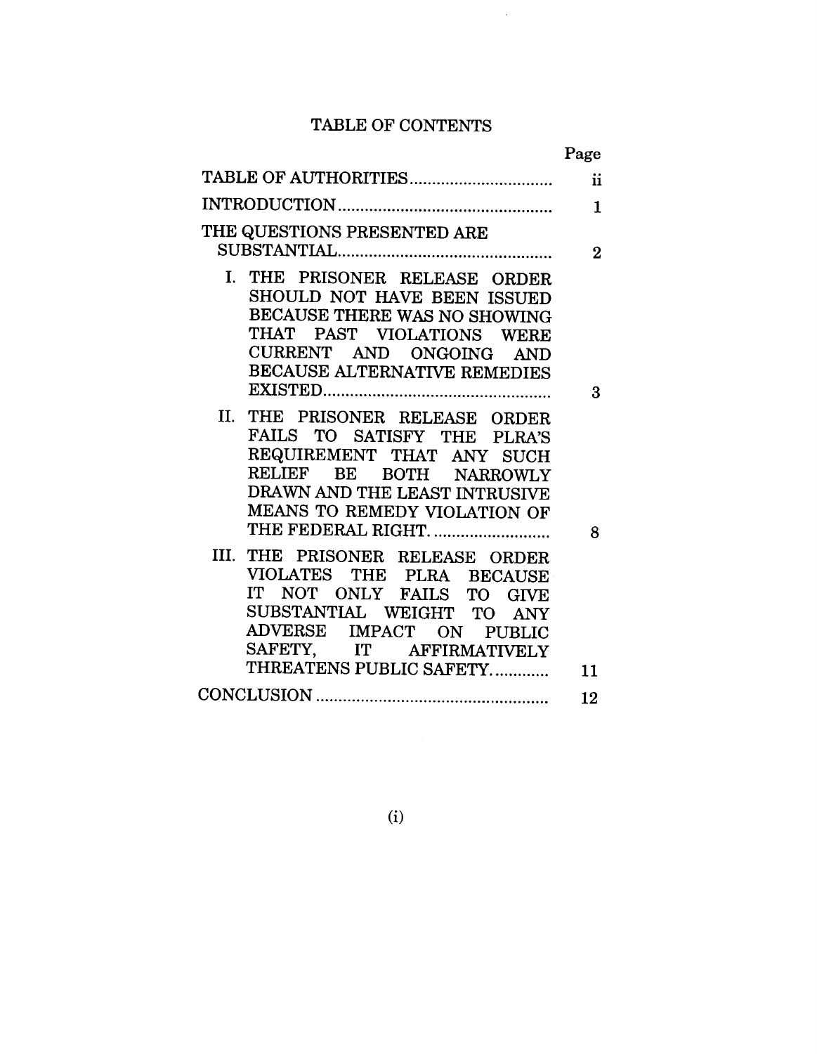# TABLE OF CONTENTS

| | Page |
|---|---|
| TABLE OF AUTHORITIES | ii |
| INTRODUCTION | 1 |
| THE QUESTIONS PRESENTED ARE SUBSTANTIAL | 2 |
| I. THE PRISONER RELEASE ORDER SHOULD NOT HAVE BEEN ISSUED BECAUSE THERE WAS NO SHOWING THAT PAST VIOLATIONS WERE CURRENT AND ONGOING AND BECAUSE ALTERNATIVE REMEDIES EXISTED | 3 |
| II. THE PRISONER RELEASE ORDER FAILS TO SATISFY THE PLRA'S REQUIREMENT THAT ANY SUCH RELIEF BE BOTH NARROWLY DRAWN AND THE LEAST INTRUSIVE MEANS TO REMEDY VIOLATION OF THE FEDERAL RIGHT. | 8 |
| III. THE PRISONER RELEASE ORDER VIOLATES THE PLRA BECAUSE IT NOT ONLY FAILS TO GIVE SUBSTANTIAL WEIGHT TO ANY ADVERSE IMPACT ON PUBLIC SAFETY, IT AFFIRMATIVELY THREATENS PUBLIC SAFETY. | 11 |
| CONCLUSION | 12 |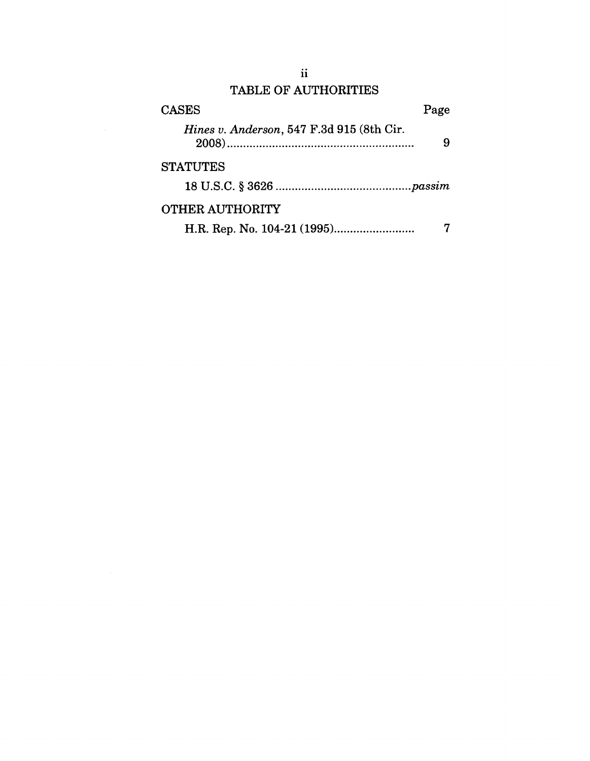# TABLE OF AUTHORITIES

| CASES | Page |
|---|---|
| *Hines v. Anderson*, 547 F.3d 915 (8th Cir. 2008) | 9 |
| **STATUTES** | |
| 18 U.S.C. § 3626 | *passim* |
| **OTHER AUTHORITY** | |
| H.R. Rep. No. 104-21 (1995) | 7 |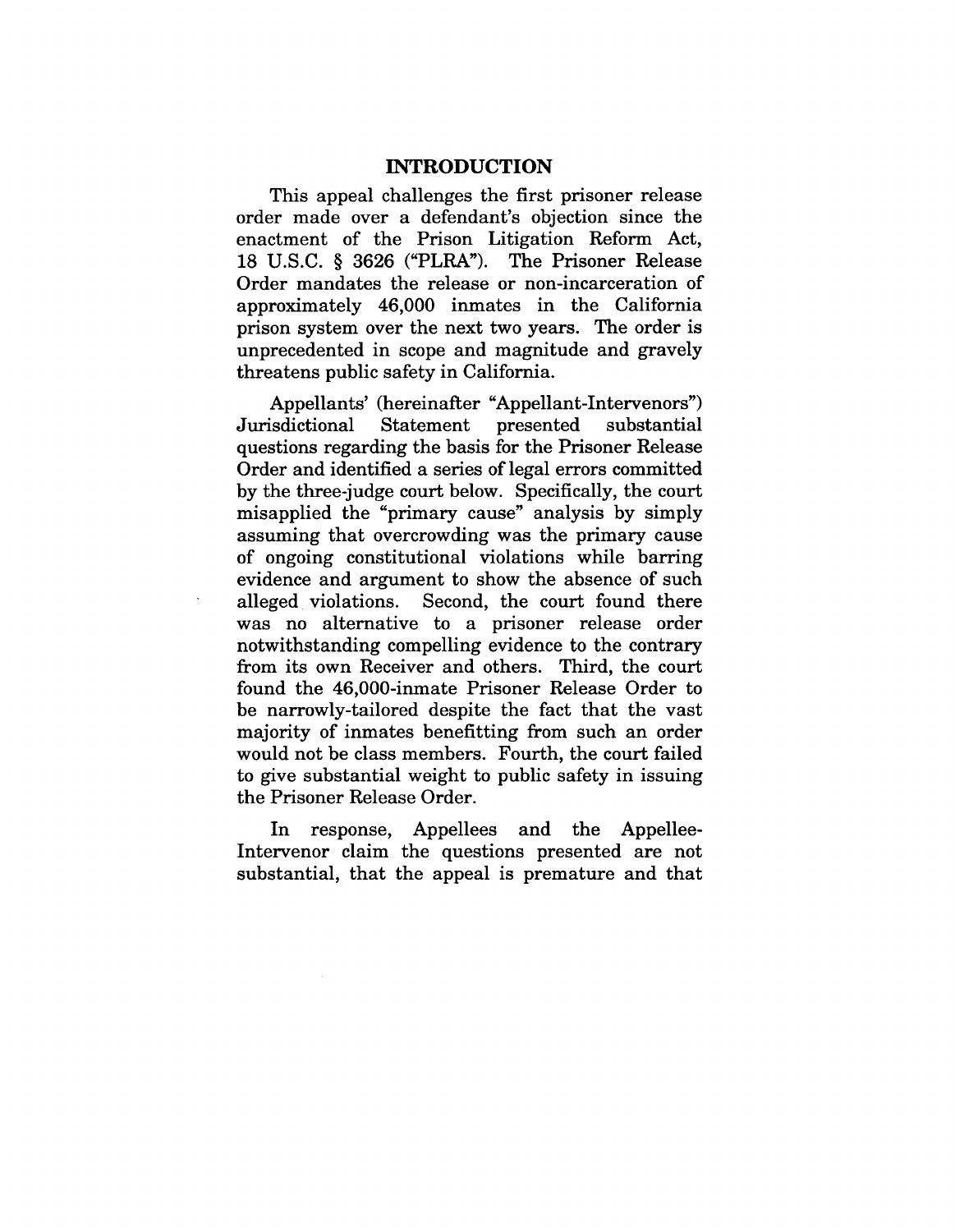## INTRODUCTION

This appeal challenges the first prisoner release order made over a defendant's objection since the enactment of the Prison Litigation Reform Act, 18 U.S.C. § 3626 ("PLRA"). The Prisoner Release Order mandates the release or non-incarceration of approximately 46,000 inmates in the California prison system over the next two years. The order is unprecedented in scope and magnitude and gravely threatens public safety in California.

Appellants' (hereinafter "Appellant-Intervenors") Jurisdictional Statement presented substantial questions regarding the basis for the Prisoner Release Order and identified a series of legal errors committed by the three-judge court below. Specifically, the court misapplied the "primary cause" analysis by simply assuming that overcrowding was the primary cause of ongoing constitutional violations while barring evidence and argument to show the absence of such alleged violations. Second, the court found there was no alternative to a prisoner release order notwithstanding compelling evidence to the contrary from its own Receiver and others. Third, the court found the 46,000-inmate Prisoner Release Order to be narrowly-tailored despite the fact that the vast majority of inmates benefitting from such an order would not be class members. Fourth, the court failed to give substantial weight to public safety in issuing the Prisoner Release Order.

In response, Appellees and the Appellee-Intervenor claim the questions presented are not substantial, that the appeal is premature and that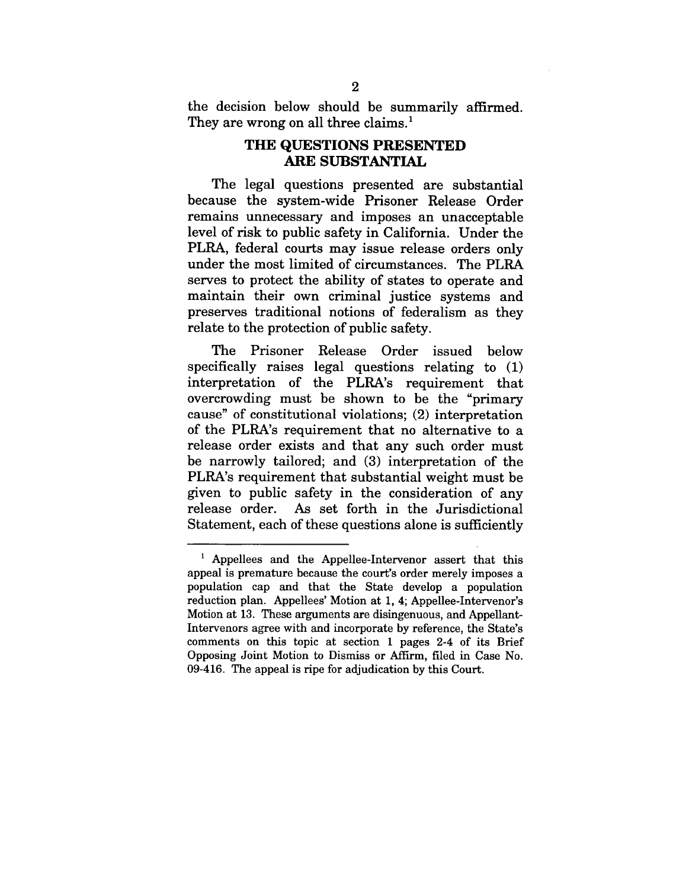the decision below should be summarily affirmed. They are wrong on all three claims.[1]

## THE QUESTIONS PRESENTED ARE SUBSTANTIAL

The legal questions presented are substantial because the system-wide Prisoner Release Order remains unnecessary and imposes an unacceptable level of risk to public safety in California. Under the PLRA, federal courts may issue release orders only under the most limited of circumstances. The PLRA serves to protect the ability of states to operate and maintain their own criminal justice systems and preserves traditional notions of federalism as they relate to the protection of public safety.

The Prisoner Release Order issued below specifically raises legal questions relating to (1) interpretation of the PLRA's requirement that overcrowding must be shown to be the "primary cause" of constitutional violations; (2) interpretation of the PLRA's requirement that no alternative to a release order exists and that any such order must be narrowly tailored; and (3) interpretation of the PLRA's requirement that substantial weight must be given to public safety in the consideration of any release order. As set forth in the Jurisdictional Statement, each of these questions alone is sufficiently

---

[1] Appellees and the Appellee-Intervenor assert that this appeal is premature because the court's order merely imposes a population cap and that the State develop a population reduction plan. Appellees' Motion at 1, 4; Appellee-Intervenor's Motion at 13. These arguments are disingenuous, and Appellant-Intervenors agree with and incorporate by reference, the State's comments on this topic at section 1 pages 2-4 of its Brief Opposing Joint Motion to Dismiss or Affirm, filed in Case No. 09-416. The appeal is ripe for adjudication by this Court.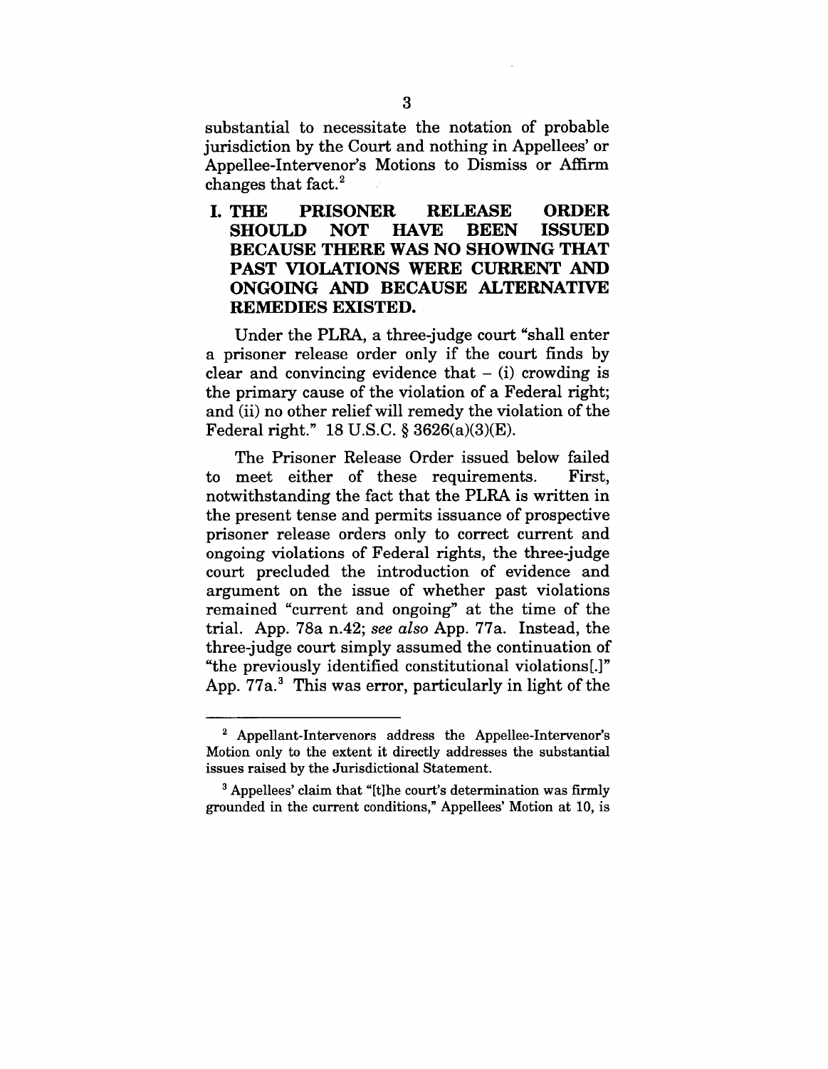substantial to necessitate the notation of probable jurisdiction by the Court and nothing in Appellees' or Appellee-Intervenor's Motions to Dismiss or Affirm changes that fact.[2]

## I. THE PRISONER RELEASE ORDER SHOULD NOT HAVE BEEN ISSUED BECAUSE THERE WAS NO SHOWING THAT PAST VIOLATIONS WERE CURRENT AND ONGOING AND BECAUSE ALTERNATIVE REMEDIES EXISTED.

Under the PLRA, a three-judge court "shall enter a prisoner release order only if the court finds by clear and convincing evidence that – (i) crowding is the primary cause of the violation of a Federal right; and (ii) no other relief will remedy the violation of the Federal right." 18 U.S.C. § 3626(a)(3)(E).

The Prisoner Release Order issued below failed to meet either of these requirements. First, notwithstanding the fact that the PLRA is written in the present tense and permits issuance of prospective prisoner release orders only to correct current and ongoing violations of Federal rights, the three-judge court precluded the introduction of evidence and argument on the issue of whether past violations remained "current and ongoing" at the time of the trial. App. 78a n.42; *see also* App. 77a. Instead, the three-judge court simply assumed the continuation of "the previously identified constitutional violations[.]" App. 77a.[3] This was error, particularly in light of the

---

[2] Appellant-Intervenors address the Appellee-Intervenor's Motion only to the extent it directly addresses the substantial issues raised by the Jurisdictional Statement.

[3] Appellees' claim that "[t]he court's determination was firmly grounded in the current conditions," Appellees' Motion at 10, is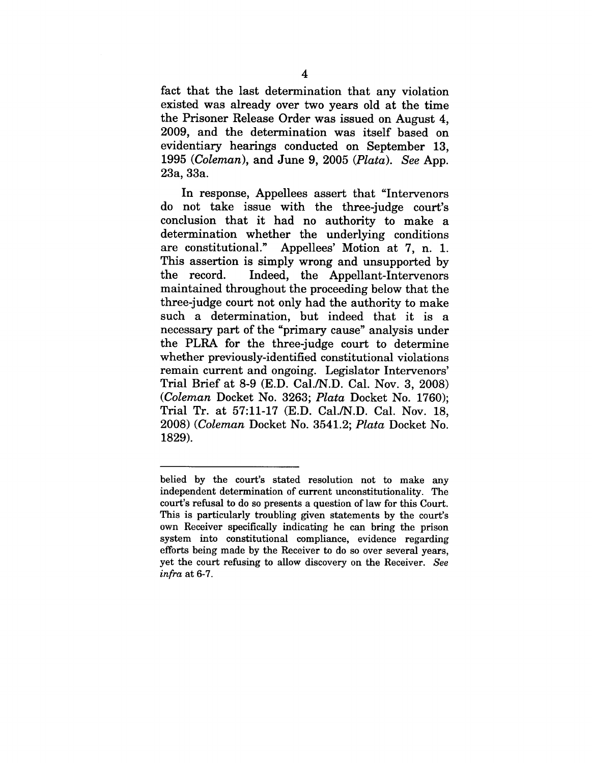fact that the last determination that any violation existed was already over two years old at the time the Prisoner Release Order was issued on August 4, 2009, and the determination was itself based on evidentiary hearings conducted on September 13, 1995 (*Coleman*), and June 9, 2005 (*Plata*). *See* App. 23a, 33a.

In response, Appellees assert that "Intervenors do not take issue with the three-judge court's conclusion that it had no authority to make a determination whether the underlying conditions are constitutional." Appellees' Motion at 7, n. 1. This assertion is simply wrong and unsupported by the record. Indeed, the Appellant-Intervenors maintained throughout the proceeding below that the three-judge court not only had the authority to make such a determination, but indeed that it is a necessary part of the "primary cause" analysis under the PLRA for the three-judge court to determine whether previously-identified constitutional violations remain current and ongoing. Legislator Intervenors' Trial Brief at 8-9 (E.D. Cal./N.D. Cal. Nov. 3, 2008) (*Coleman* Docket No. 3263; *Plata* Docket No. 1760); Trial Tr. at 57:11-17 (E.D. Cal./N.D. Cal. Nov. 18, 2008) (*Coleman* Docket No. 3541.2; *Plata* Docket No. 1829).

---

belied by the court's stated resolution not to make any independent determination of current unconstitutionality. The court's refusal to do so presents a question of law for this Court. This is particularly troubling given statements by the court's own Receiver specifically indicating he can bring the prison system into constitutional compliance, evidence regarding efforts being made by the Receiver to do so over several years, yet the court refusing to allow discovery on the Receiver. *See infra* at 6-7.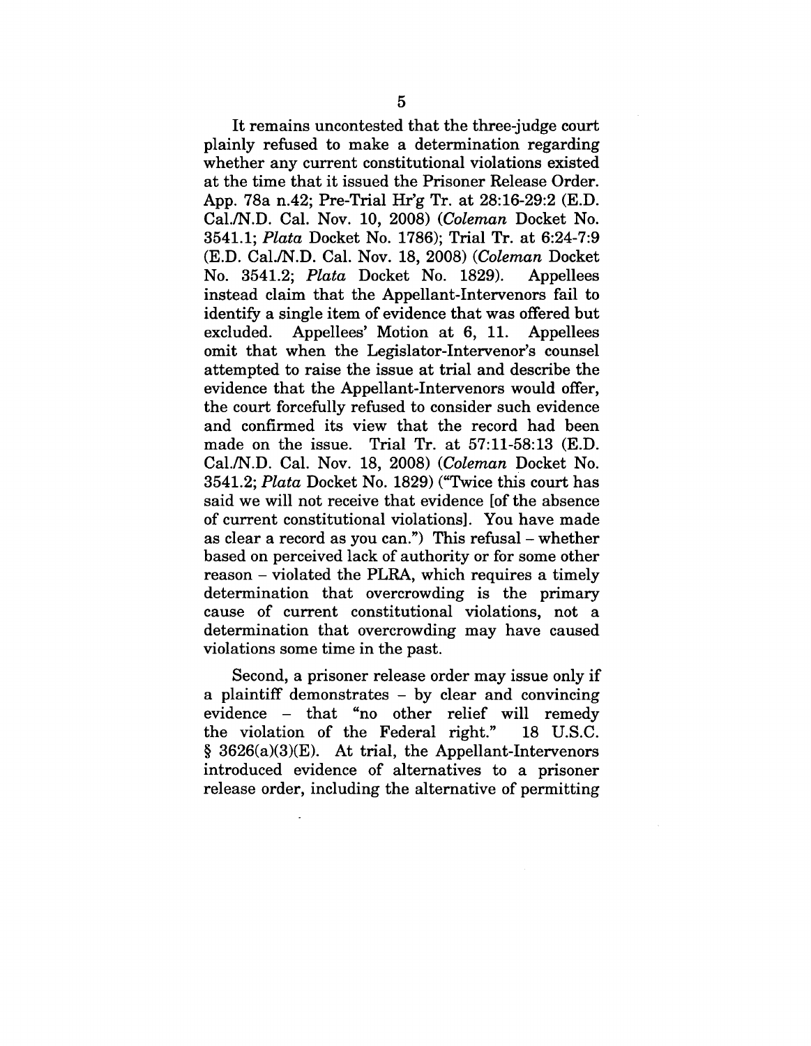It remains uncontested that the three-judge court plainly refused to make a determination regarding whether any current constitutional violations existed at the time that it issued the Prisoner Release Order. App. 78a n.42; Pre-Trial Hr'g Tr. at 28:16-29:2 (E.D. Cal./N.D. Cal. Nov. 10, 2008) (*Coleman* Docket No. 3541.1; *Plata* Docket No. 1786); Trial Tr. at 6:24-7:9 (E.D. Cal./N.D. Cal. Nov. 18, 2008) (*Coleman* Docket No. 3541.2; *Plata* Docket No. 1829). Appellees instead claim that the Appellant-Intervenors fail to identify a single item of evidence that was offered but excluded. Appellees' Motion at 6, 11. Appellees omit that when the Legislator-Intervenor's counsel attempted to raise the issue at trial and describe the evidence that the Appellant-Intervenors would offer, the court forcefully refused to consider such evidence and confirmed its view that the record had been made on the issue. Trial Tr. at 57:11-58:13 (E.D. Cal./N.D. Cal. Nov. 18, 2008) (*Coleman* Docket No. 3541.2; *Plata* Docket No. 1829) ("Twice this court has said we will not receive that evidence [of the absence of current constitutional violations]. You have made as clear a record as you can.") This refusal – whether based on perceived lack of authority or for some other reason – violated the PLRA, which requires a timely determination that overcrowding is the primary cause of current constitutional violations, not a determination that overcrowding may have caused violations some time in the past.

Second, a prisoner release order may issue only if a plaintiff demonstrates – by clear and convincing evidence – that "no other relief will remedy the violation of the Federal right." 18 U.S.C. § 3626(a)(3)(E). At trial, the Appellant-Intervenors introduced evidence of alternatives to a prisoner release order, including the alternative of permitting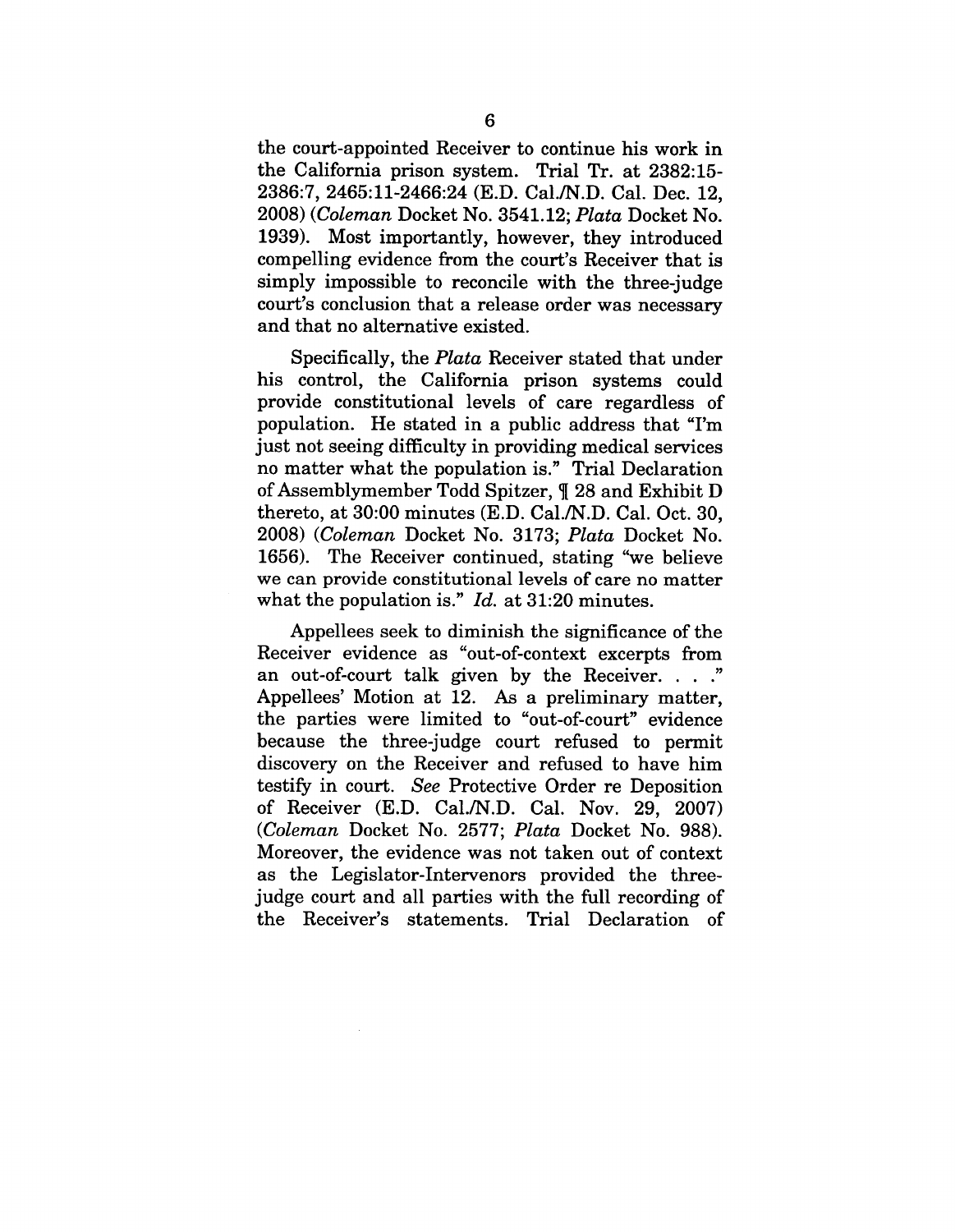the court-appointed Receiver to continue his work in the California prison system. Trial Tr. at 2382:15-2386:7, 2465:11-2466:24 (E.D. Cal./N.D. Cal. Dec. 12, 2008) (*Coleman* Docket No. 3541.12; *Plata* Docket No. 1939). Most importantly, however, they introduced compelling evidence from the court's Receiver that is simply impossible to reconcile with the three-judge court's conclusion that a release order was necessary and that no alternative existed.

Specifically, the *Plata* Receiver stated that under his control, the California prison systems could provide constitutional levels of care regardless of population. He stated in a public address that "I'm just not seeing difficulty in providing medical services no matter what the population is." Trial Declaration of Assemblymember Todd Spitzer, ¶ 28 and Exhibit D thereto, at 30:00 minutes (E.D. Cal./N.D. Cal. Oct. 30, 2008) (*Coleman* Docket No. 3173; *Plata* Docket No. 1656). The Receiver continued, stating "we believe we can provide constitutional levels of care no matter what the population is." *Id.* at 31:20 minutes.

Appellees seek to diminish the significance of the Receiver evidence as "out-of-context excerpts from an out-of-court talk given by the Receiver. . . ." Appellees' Motion at 12. As a preliminary matter, the parties were limited to "out-of-court" evidence because the three-judge court refused to permit discovery on the Receiver and refused to have him testify in court. *See* Protective Order re Deposition of Receiver (E.D. Cal./N.D. Cal. Nov. 29, 2007) (*Coleman* Docket No. 2577; *Plata* Docket No. 988). Moreover, the evidence was not taken out of context as the Legislator-Intervenors provided the three-judge court and all parties with the full recording of the Receiver's statements. Trial Declaration of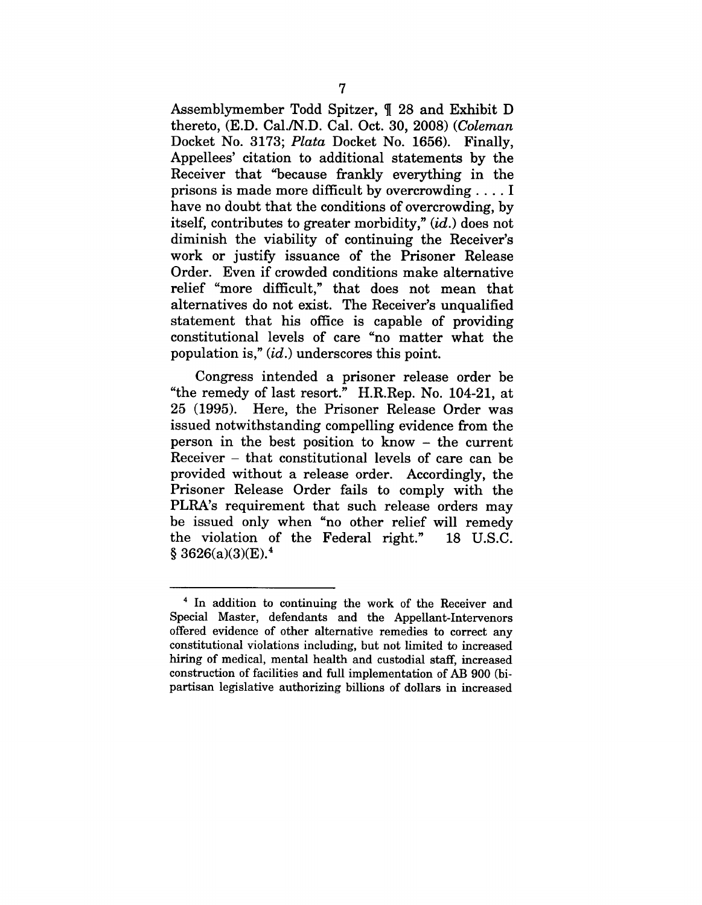Assemblymember Todd Spitzer, ¶ 28 and Exhibit D thereto, (E.D. Cal./N.D. Cal. Oct. 30, 2008) (*Coleman* Docket No. 3173; *Plata* Docket No. 1656). Finally, Appellees' citation to additional statements by the Receiver that "because frankly everything in the prisons is made more difficult by overcrowding . . . . I have no doubt that the conditions of overcrowding, by itself, contributes to greater morbidity," (*id.*) does not diminish the viability of continuing the Receiver's work or justify issuance of the Prisoner Release Order. Even if crowded conditions make alternative relief "more difficult," that does not mean that alternatives do not exist. The Receiver's unqualified statement that his office is capable of providing constitutional levels of care "no matter what the population is," (*id.*) underscores this point.

Congress intended a prisoner release order be "the remedy of last resort." H.R.Rep. No. 104-21, at 25 (1995). Here, the Prisoner Release Order was issued notwithstanding compelling evidence from the person in the best position to know – the current Receiver – that constitutional levels of care can be provided without a release order. Accordingly, the Prisoner Release Order fails to comply with the PLRA's requirement that such release orders may be issued only when "no other relief will remedy the violation of the Federal right." 18 U.S.C. § 3626(a)(3)(E).[4]

---

[4] In addition to continuing the work of the Receiver and Special Master, defendants and the Appellant-Intervenors offered evidence of other alternative remedies to correct any constitutional violations including, but not limited to increased hiring of medical, mental health and custodial staff, increased construction of facilities and full implementation of AB 900 (bi-partisan legislative authorizing billions of dollars in increased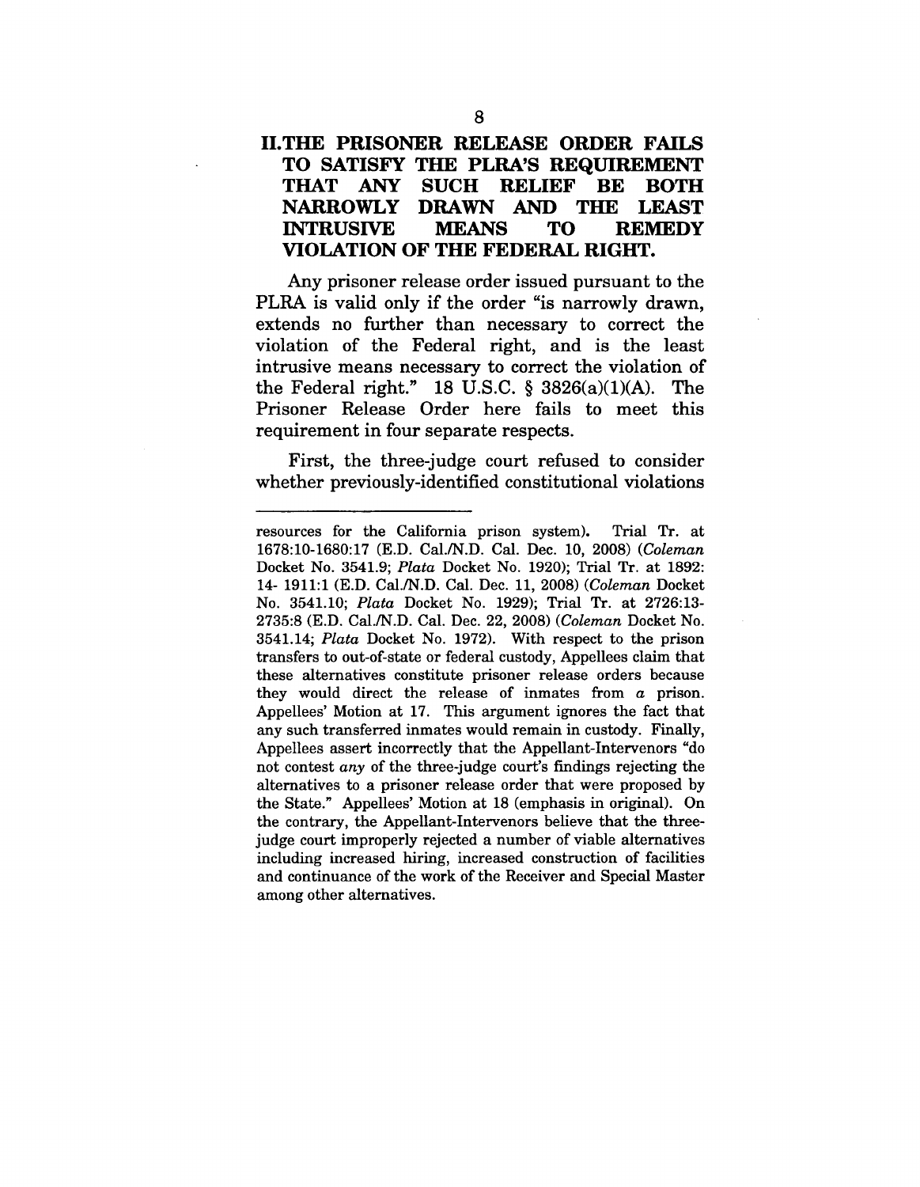## II. THE PRISONER RELEASE ORDER FAILS TO SATISFY THE PLRA'S REQUIREMENT THAT ANY SUCH RELIEF BE BOTH NARROWLY DRAWN AND THE LEAST INTRUSIVE MEANS TO REMEDY VIOLATION OF THE FEDERAL RIGHT.

Any prisoner release order issued pursuant to the PLRA is valid only if the order "is narrowly drawn, extends no further than necessary to correct the violation of the Federal right, and is the least intrusive means necessary to correct the violation of the Federal right." 18 U.S.C. § 3826(a)(1)(A). The Prisoner Release Order here fails to meet this requirement in four separate respects.

First, the three-judge court refused to consider whether previously-identified constitutional violations

---

resources for the California prison system). Trial Tr. at 1678:10-1680:17 (E.D. Cal./N.D. Cal. Dec. 10, 2008) (*Coleman* Docket No. 3541.9; *Plata* Docket No. 1920); Trial Tr. at 1892: 14- 1911:1 (E.D. Cal./N.D. Cal. Dec. 11, 2008) (*Coleman* Docket No. 3541.10; *Plata* Docket No. 1929); Trial Tr. at 2726:13-2735:8 (E.D. Cal./N.D. Cal. Dec. 22, 2008) (*Coleman* Docket No. 3541.14; *Plata* Docket No. 1972). With respect to the prison transfers to out-of-state or federal custody, Appellees claim that these alternatives constitute prisoner release orders because they would direct the release of inmates from *a* prison. Appellees' Motion at 17. This argument ignores the fact that any such transferred inmates would remain in custody. Finally, Appellees assert incorrectly that the Appellant-Intervenors "do not contest *any* of the three-judge court's findings rejecting the alternatives to a prisoner release order that were proposed by the State." Appellees' Motion at 18 (emphasis in original). On the contrary, the Appellant-Intervenors believe that the three-judge court improperly rejected a number of viable alternatives including increased hiring, increased construction of facilities and continuance of the work of the Receiver and Special Master among other alternatives.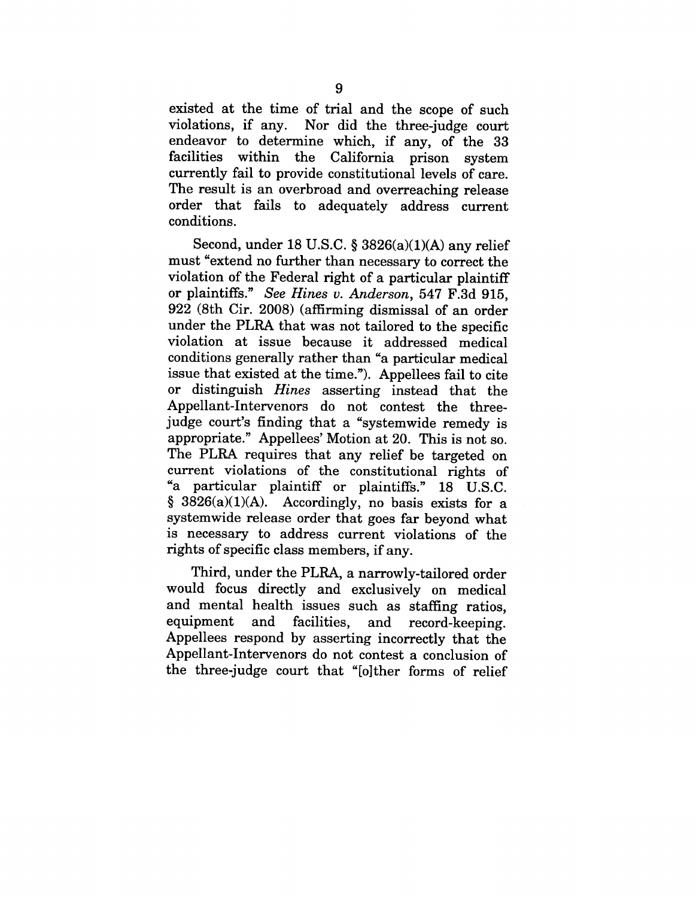existed at the time of trial and the scope of such violations, if any. Nor did the three-judge court endeavor to determine which, if any, of the 33 facilities within the California prison system currently fail to provide constitutional levels of care. The result is an overbroad and overreaching release order that fails to adequately address current conditions.

Second, under 18 U.S.C. § 3826(a)(1)(A) any relief must "extend no further than necessary to correct the violation of the Federal right of a particular plaintiff or plaintiffs." *See Hines v. Anderson*, 547 F.3d 915, 922 (8th Cir. 2008) (affirming dismissal of an order under the PLRA that was not tailored to the specific violation at issue because it addressed medical conditions generally rather than "a particular medical issue that existed at the time."). Appellees fail to cite or distinguish *Hines* asserting instead that the Appellant-Intervenors do not contest the three-judge court's finding that a "systemwide remedy is appropriate." Appellees' Motion at 20. This is not so. The PLRA requires that any relief be targeted on current violations of the constitutional rights of "a particular plaintiff or plaintiffs." 18 U.S.C. § 3826(a)(1)(A). Accordingly, no basis exists for a systemwide release order that goes far beyond what is necessary to address current violations of the rights of specific class members, if any.

Third, under the PLRA, a narrowly-tailored order would focus directly and exclusively on medical and mental health issues such as staffing ratios, equipment and facilities, and record-keeping. Appellees respond by asserting incorrectly that the Appellant-Intervenors do not contest a conclusion of the three-judge court that "[o]ther forms of relief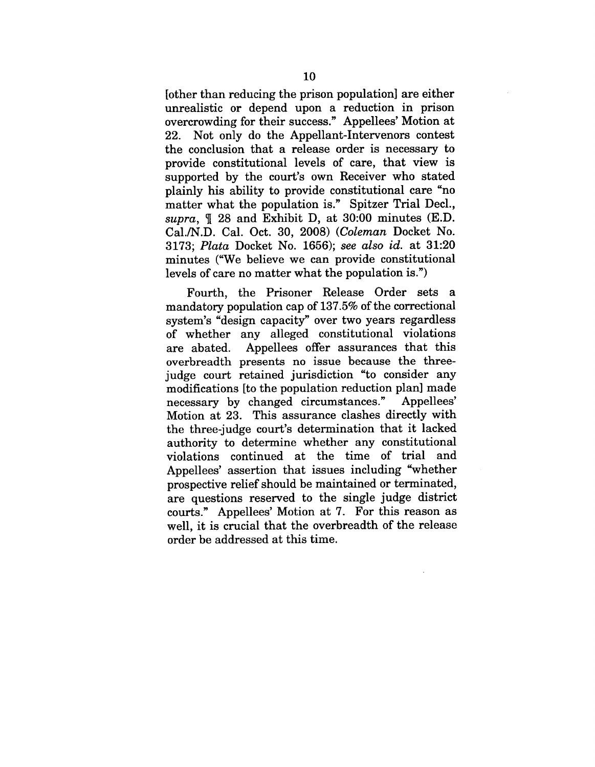[other than reducing the prison population] are either unrealistic or depend upon a reduction in prison overcrowding for their success." Appellees' Motion at 22. Not only do the Appellant-Intervenors contest the conclusion that a release order is necessary to provide constitutional levels of care, that view is supported by the court's own Receiver who stated plainly his ability to provide constitutional care "no matter what the population is." Spitzer Trial Decl., *supra*, ¶ 28 and Exhibit D, at 30:00 minutes (E.D. Cal./N.D. Cal. Oct. 30, 2008) (*Coleman* Docket No. 3173; *Plata* Docket No. 1656); *see also id.* at 31:20 minutes ("We believe we can provide constitutional levels of care no matter what the population is.")

Fourth, the Prisoner Release Order sets a mandatory population cap of 137.5% of the correctional system's "design capacity" over two years regardless of whether any alleged constitutional violations are abated. Appellees offer assurances that this overbreadth presents no issue because the three-judge court retained jurisdiction "to consider any modifications [to the population reduction plan] made necessary by changed circumstances." Appellees' Motion at 23. This assurance clashes directly with the three-judge court's determination that it lacked authority to determine whether any constitutional violations continued at the time of trial and Appellees' assertion that issues including "whether prospective relief should be maintained or terminated, are questions reserved to the single judge district courts." Appellees' Motion at 7. For this reason as well, it is crucial that the overbreadth of the release order be addressed at this time.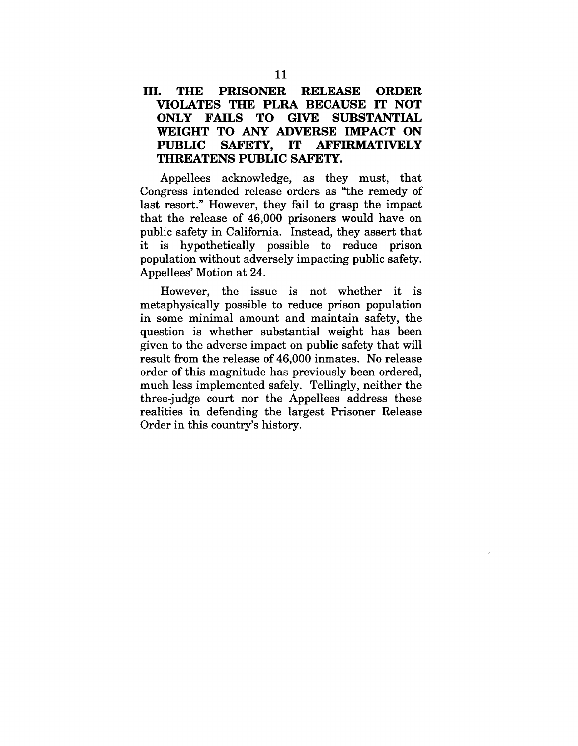## III. THE PRISONER RELEASE ORDER VIOLATES THE PLRA BECAUSE IT NOT ONLY FAILS TO GIVE SUBSTANTIAL WEIGHT TO ANY ADVERSE IMPACT ON PUBLIC SAFETY, IT AFFIRMATIVELY THREATENS PUBLIC SAFETY.

Appellees acknowledge, as they must, that Congress intended release orders as "the remedy of last resort." However, they fail to grasp the impact that the release of 46,000 prisoners would have on public safety in California. Instead, they assert that it is hypothetically possible to reduce prison population without adversely impacting public safety. Appellees' Motion at 24.

However, the issue is not whether it is metaphysically possible to reduce prison population in some minimal amount and maintain safety, the question is whether substantial weight has been given to the adverse impact on public safety that will result from the release of 46,000 inmates. No release order of this magnitude has previously been ordered, much less implemented safely. Tellingly, neither the three-judge court nor the Appellees address these realities in defending the largest Prisoner Release Order in this country's history.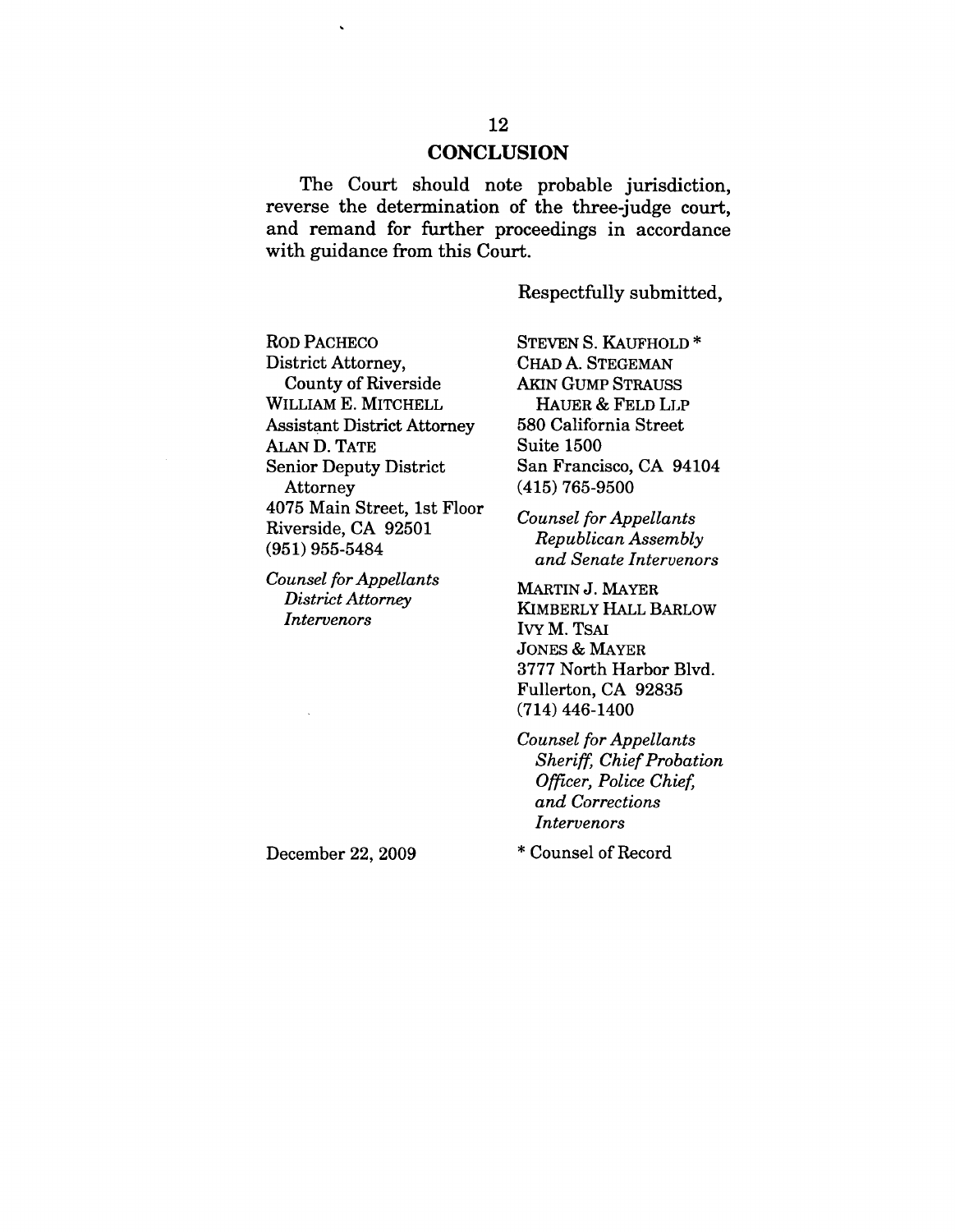## CONCLUSION

The Court should note probable jurisdiction, reverse the determination of the three-judge court, and remand for further proceedings in accordance with guidance from this Court.

Respectfully submitted,

ROD PACHECO
District Attorney,
County of Riverside
WILLIAM E. MITCHELL
Assistant District Attorney
ALAN D. TATE
Senior Deputy District Attorney
4075 Main Street, 1st Floor
Riverside, CA 92501
(951) 955-5484

*Counsel for Appellants District Attorney Intervenors*

STEVEN S. KAUFHOLD *
CHAD A. STEGEMAN
AKIN GUMP STRAUSS HAUER & FELD LLP
580 California Street
Suite 1500
San Francisco, CA 94104
(415) 765-9500

*Counsel for Appellants Republican Assembly and Senate Intervenors*

MARTIN J. MAYER
KIMBERLY HALL BARLOW
IVY M. TSAI
JONES & MAYER
3777 North Harbor Blvd.
Fullerton, CA 92835
(714) 446-1400

*Counsel for Appellants Sheriff, Chief Probation Officer, Police Chief, and Corrections Intervenors*

December 22, 2009

\* Counsel of Record